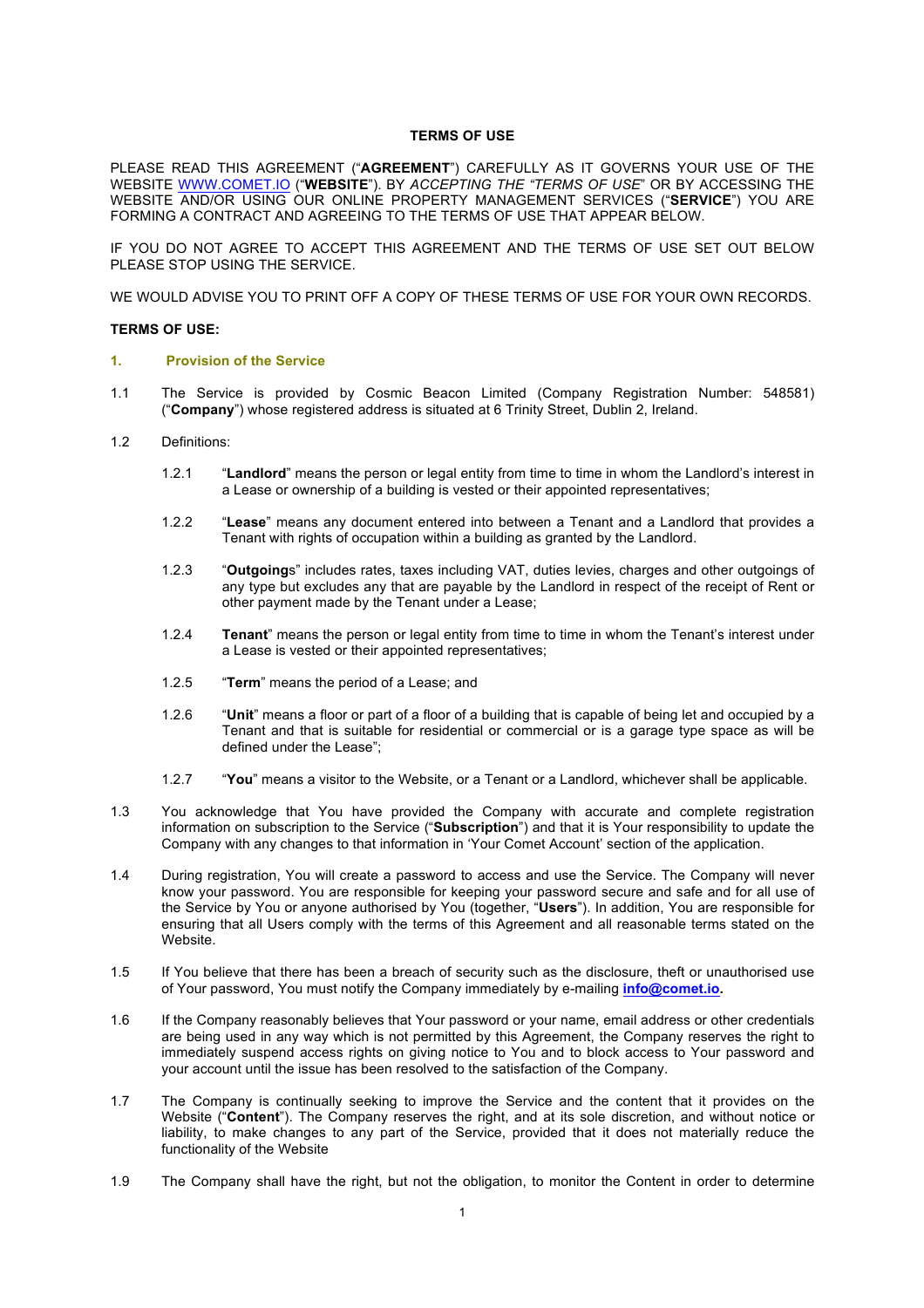**TERMS OF USE**

PLEASE READ THIS AGREEMENT ("**AGREEMENT**") CAREFULLY AS IT GOVERNS YOUR USE OF THE WEBSITE WWW.COMET.IO ("**WEBSITE**"). BY *ACCEPTING THE "TERMS OF USE*" OR BY ACCESSING THE WEBSITE AND/OR USING OUR ONLINE PROPERTY MANAGEMENT SERVICES ("**SERVICE**") YOU ARE FORMING A CONTRACT AND AGREEING TO THE TERMS OF USE THAT APPEAR BELOW.

IF YOU DO NOT AGREE TO ACCEPT THIS AGREEMENT AND THE TERMS OF USE SET OUT BELOW PLEASE STOP USING THE SERVICE.

WE WOULD ADVISE YOU TO PRINT OFF A COPY OF THESE TERMS OF USE FOR YOUR OWN RECORDS.

**TERMS OF USE:**

## 1. Provision of the Service

1.1 The Service is provided by Cosmic Beacon Limited (Company Registration Number: 548581) ("**Company**") whose registered address is situated at 6 Trinity Street, Dublin 2, Ireland.

1.2 Definitions:

1.2.1 "**Landlord**" means the person or legal entity from time to time in whom the Landlord's interest in a Lease or ownership of a building is vested or their appointed representatives;

1.2.2 "**Lease**" means any document entered into between a Tenant and a Landlord that provides a Tenant with rights of occupation within a building as granted by the Landlord.

1.2.3 "**Outgoing**s" includes rates, taxes including VAT, duties levies, charges and other outgoings of any type but excludes any that are payable by the Landlord in respect of the receipt of Rent or other payment made by the Tenant under a Lease;

1.2.4 **Tenant**" means the person or legal entity from time to time in whom the Tenant's interest under a Lease is vested or their appointed representatives;

1.2.5 "**Term**" means the period of a Lease; and

1.2.6 "**Unit**" means a floor or part of a floor of a building that is capable of being let and occupied by a Tenant and that is suitable for residential or commercial or is a garage type space as will be defined under the Lease";

1.2.7 "**You**" means a visitor to the Website, or a Tenant or a Landlord, whichever shall be applicable.

1.3 You acknowledge that You have provided the Company with accurate and complete registration information on subscription to the Service ("**Subscription**") and that it is Your responsibility to update the Company with any changes to that information in 'Your Comet Account' section of the application.

1.4 During registration, You will create a password to access and use the Service. The Company will never know your password. You are responsible for keeping your password secure and safe and for all use of the Service by You or anyone authorised by You (together, "**Users**"). In addition, You are responsible for ensuring that all Users comply with the terms of this Agreement and all reasonable terms stated on the Website.

1.5 If You believe that there has been a breach of security such as the disclosure, theft or unauthorised use of Your password, You must notify the Company immediately by e-mailing **info@comet.io.**

1.6 If the Company reasonably believes that Your password or your name, email address or other credentials are being used in any way which is not permitted by this Agreement, the Company reserves the right to immediately suspend access rights on giving notice to You and to block access to Your password and your account until the issue has been resolved to the satisfaction of the Company.

1.7 The Company is continually seeking to improve the Service and the content that it provides on the Website ("**Content**"). The Company reserves the right, and at its sole discretion, and without notice or liability, to make changes to any part of the Service, provided that it does not materially reduce the functionality of the Website

1.9 The Company shall have the right, but not the obligation, to monitor the Content in order to determine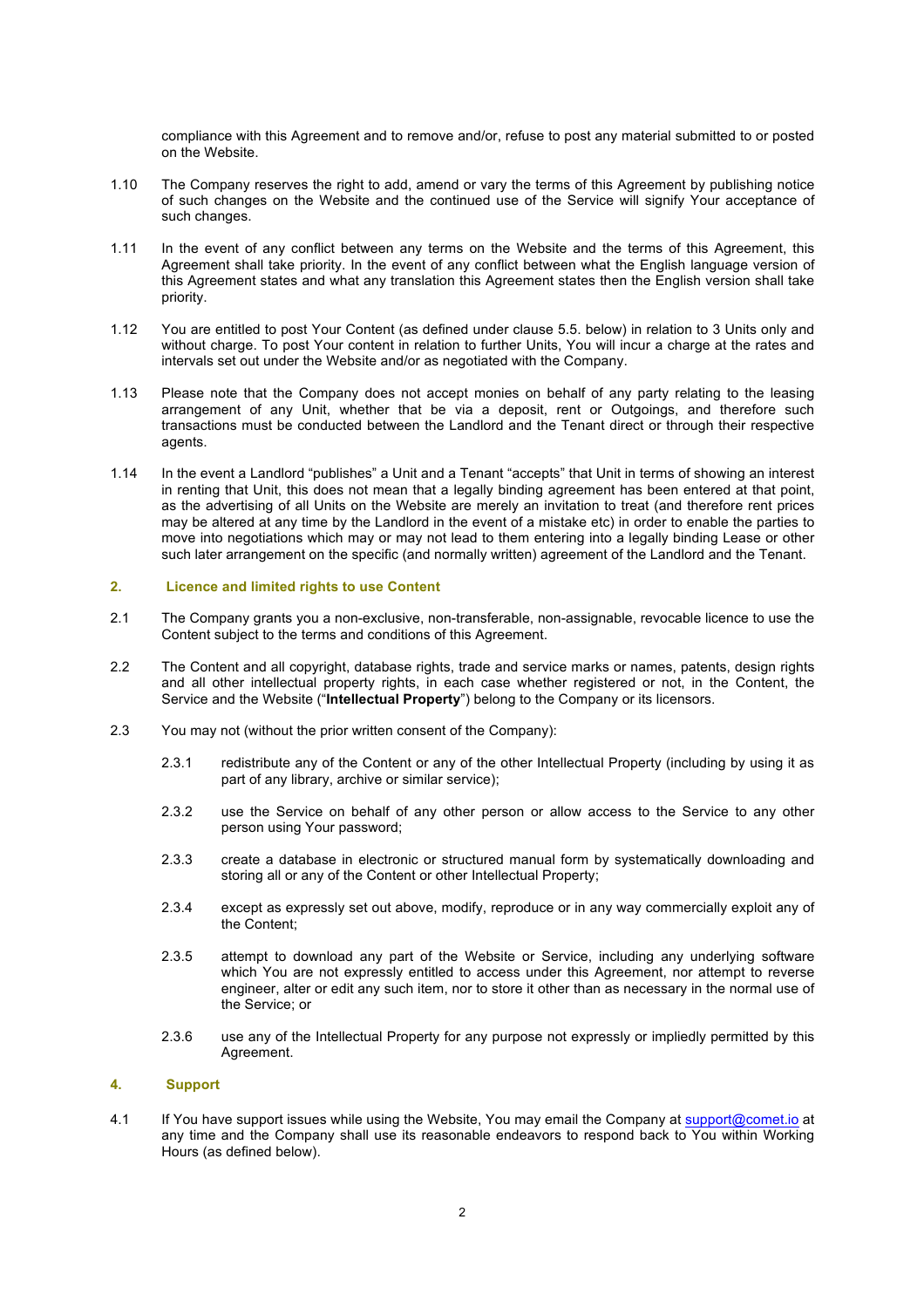compliance with this Agreement and to remove and/or, refuse to post any material submitted to or posted on the Website.

1.10 The Company reserves the right to add, amend or vary the terms of this Agreement by publishing notice of such changes on the Website and the continued use of the Service will signify Your acceptance of such changes.

1.11 In the event of any conflict between any terms on the Website and the terms of this Agreement, this Agreement shall take priority. In the event of any conflict between what the English language version of this Agreement states and what any translation this Agreement states then the English version shall take priority.

1.12 You are entitled to post Your Content (as defined under clause 5.5. below) in relation to 3 Units only and without charge. To post Your content in relation to further Units, You will incur a charge at the rates and intervals set out under the Website and/or as negotiated with the Company.

1.13 Please note that the Company does not accept monies on behalf of any party relating to the leasing arrangement of any Unit, whether that be via a deposit, rent or Outgoings, and therefore such transactions must be conducted between the Landlord and the Tenant direct or through their respective agents.

1.14 In the event a Landlord "publishes" a Unit and a Tenant "accepts" that Unit in terms of showing an interest in renting that Unit, this does not mean that a legally binding agreement has been entered at that point, as the advertising of all Units on the Website are merely an invitation to treat (and therefore rent prices may be altered at any time by the Landlord in the event of a mistake etc) in order to enable the parties to move into negotiations which may or may not lead to them entering into a legally binding Lease or other such later arrangement on the specific (and normally written) agreement of the Landlord and the Tenant.

## 2. Licence and limited rights to use Content

2.1 The Company grants you a non-exclusive, non-transferable, non-assignable, revocable licence to use the Content subject to the terms and conditions of this Agreement.

2.2 The Content and all copyright, database rights, trade and service marks or names, patents, design rights and all other intellectual property rights, in each case whether registered or not, in the Content, the Service and the Website ("**Intellectual Property**") belong to the Company or its licensors.

2.3 You may not (without the prior written consent of the Company):

2.3.1 redistribute any of the Content or any of the other Intellectual Property (including by using it as part of any library, archive or similar service);

2.3.2 use the Service on behalf of any other person or allow access to the Service to any other person using Your password;

2.3.3 create a database in electronic or structured manual form by systematically downloading and storing all or any of the Content or other Intellectual Property;

2.3.4 except as expressly set out above, modify, reproduce or in any way commercially exploit any of the Content;

2.3.5 attempt to download any part of the Website or Service, including any underlying software which You are not expressly entitled to access under this Agreement, nor attempt to reverse engineer, alter or edit any such item, nor to store it other than as necessary in the normal use of the Service; or

2.3.6 use any of the Intellectual Property for any purpose not expressly or impliedly permitted by this Agreement.

## 4. Support

4.1 If You have support issues while using the Website, You may email the Company at support@comet.io at any time and the Company shall use its reasonable endeavors to respond back to You within Working Hours (as defined below).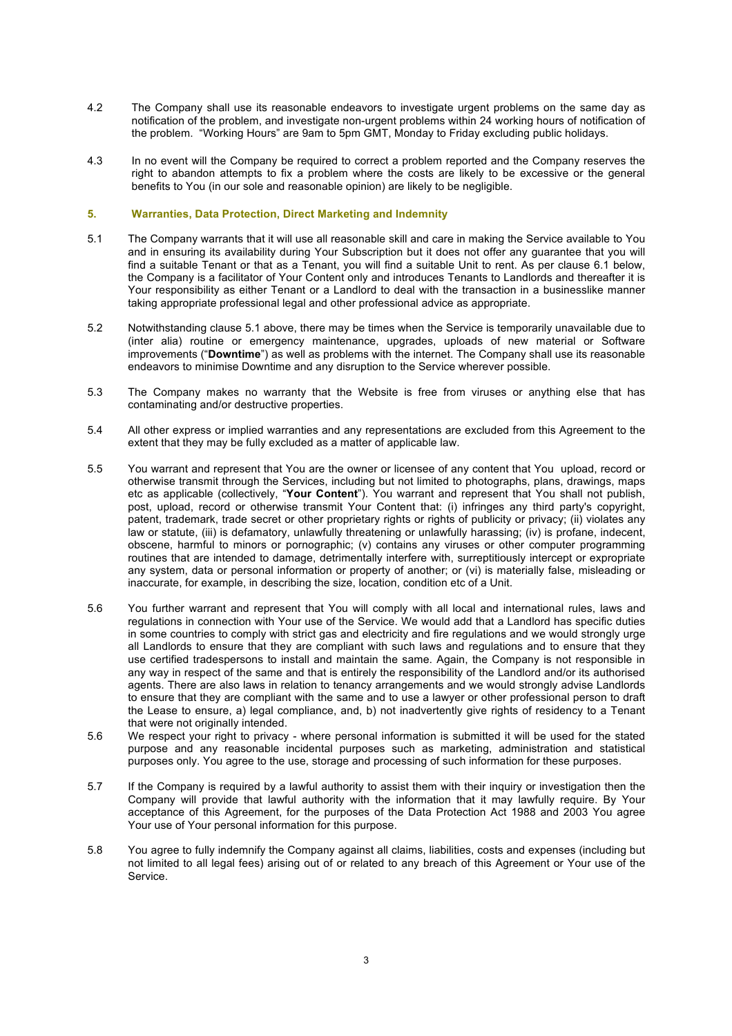4.2 The Company shall use its reasonable endeavors to investigate urgent problems on the same day as notification of the problem, and investigate non-urgent problems within 24 working hours of notification of the problem. "Working Hours" are 9am to 5pm GMT, Monday to Friday excluding public holidays.

4.3 In no event will the Company be required to correct a problem reported and the Company reserves the right to abandon attempts to fix a problem where the costs are likely to be excessive or the general benefits to You (in our sole and reasonable opinion) are likely to be negligible.

## 5. Warranties, Data Protection, Direct Marketing and Indemnity

5.1 The Company warrants that it will use all reasonable skill and care in making the Service available to You and in ensuring its availability during Your Subscription but it does not offer any guarantee that you will find a suitable Tenant or that as a Tenant, you will find a suitable Unit to rent. As per clause 6.1 below, the Company is a facilitator of Your Content only and introduces Tenants to Landlords and thereafter it is Your responsibility as either Tenant or a Landlord to deal with the transaction in a businesslike manner taking appropriate professional legal and other professional advice as appropriate.

5.2 Notwithstanding clause 5.1 above, there may be times when the Service is temporarily unavailable due to (inter alia) routine or emergency maintenance, upgrades, uploads of new material or Software improvements ("**Downtime**") as well as problems with the internet. The Company shall use its reasonable endeavors to minimise Downtime and any disruption to the Service wherever possible.

5.3 The Company makes no warranty that the Website is free from viruses or anything else that has contaminating and/or destructive properties.

5.4 All other express or implied warranties and any representations are excluded from this Agreement to the extent that they may be fully excluded as a matter of applicable law.

5.5 You warrant and represent that You are the owner or licensee of any content that You upload, record or otherwise transmit through the Services, including but not limited to photographs, plans, drawings, maps etc as applicable (collectively, "**Your Content**"). You warrant and represent that You shall not publish, post, upload, record or otherwise transmit Your Content that: (i) infringes any third party's copyright, patent, trademark, trade secret or other proprietary rights or rights of publicity or privacy; (ii) violates any law or statute, (iii) is defamatory, unlawfully threatening or unlawfully harassing; (iv) is profane, indecent, obscene, harmful to minors or pornographic; (v) contains any viruses or other computer programming routines that are intended to damage, detrimentally interfere with, surreptitiously intercept or expropriate any system, data or personal information or property of another; or (vi) is materially false, misleading or inaccurate, for example, in describing the size, location, condition etc of a Unit.

5.6 You further warrant and represent that You will comply with all local and international rules, laws and regulations in connection with Your use of the Service. We would add that a Landlord has specific duties in some countries to comply with strict gas and electricity and fire regulations and we would strongly urge all Landlords to ensure that they are compliant with such laws and regulations and to ensure that they use certified tradespersons to install and maintain the same. Again, the Company is not responsible in any way in respect of the same and that is entirely the responsibility of the Landlord and/or its authorised agents. There are also laws in relation to tenancy arrangements and we would strongly advise Landlords to ensure that they are compliant with the same and to use a lawyer or other professional person to draft the Lease to ensure, a) legal compliance, and, b) not inadvertently give rights of residency to a Tenant that were not originally intended.

5.6 We respect your right to privacy - where personal information is submitted it will be used for the stated purpose and any reasonable incidental purposes such as marketing, administration and statistical purposes only. You agree to the use, storage and processing of such information for these purposes.

5.7 If the Company is required by a lawful authority to assist them with their inquiry or investigation then the Company will provide that lawful authority with the information that it may lawfully require. By Your acceptance of this Agreement, for the purposes of the Data Protection Act 1988 and 2003 You agree Your use of Your personal information for this purpose.

5.8 You agree to fully indemnify the Company against all claims, liabilities, costs and expenses (including but not limited to all legal fees) arising out of or related to any breach of this Agreement or Your use of the Service.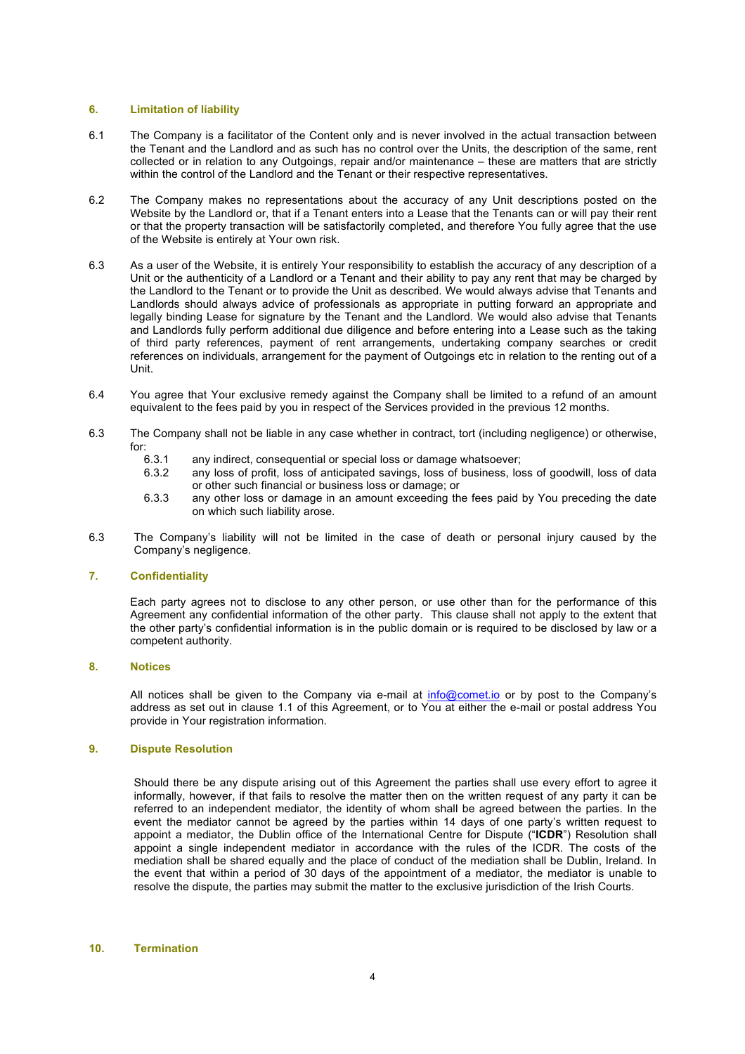## 6. Limitation of liability

6.1 The Company is a facilitator of the Content only and is never involved in the actual transaction between the Tenant and the Landlord and as such has no control over the Units, the description of the same, rent collected or in relation to any Outgoings, repair and/or maintenance – these are matters that are strictly within the control of the Landlord and the Tenant or their respective representatives.

6.2 The Company makes no representations about the accuracy of any Unit descriptions posted on the Website by the Landlord or, that if a Tenant enters into a Lease that the Tenants can or will pay their rent or that the property transaction will be satisfactorily completed, and therefore You fully agree that the use of the Website is entirely at Your own risk.

6.3 As a user of the Website, it is entirely Your responsibility to establish the accuracy of any description of a Unit or the authenticity of a Landlord or a Tenant and their ability to pay any rent that may be charged by the Landlord to the Tenant or to provide the Unit as described. We would always advise that Tenants and Landlords should always advice of professionals as appropriate in putting forward an appropriate and legally binding Lease for signature by the Tenant and the Landlord. We would also advise that Tenants and Landlords fully perform additional due diligence and before entering into a Lease such as the taking of third party references, payment of rent arrangements, undertaking company searches or credit references on individuals, arrangement for the payment of Outgoings etc in relation to the renting out of a Unit.

6.4 You agree that Your exclusive remedy against the Company shall be limited to a refund of an amount equivalent to the fees paid by you in respect of the Services provided in the previous 12 months.

6.3 The Company shall not be liable in any case whether in contract, tort (including negligence) or otherwise, for:

- 6.3.1 any indirect, consequential or special loss or damage whatsoever;
- 6.3.2 any loss of profit, loss of anticipated savings, loss of business, loss of goodwill, loss of data or other such financial or business loss or damage; or
- 6.3.3 any other loss or damage in an amount exceeding the fees paid by You preceding the date on which such liability arose.

6.3 The Company's liability will not be limited in the case of death or personal injury caused by the Company's negligence.

## 7. Confidentiality

Each party agrees not to disclose to any other person, or use other than for the performance of this Agreement any confidential information of the other party. This clause shall not apply to the extent that the other party's confidential information is in the public domain or is required to be disclosed by law or a competent authority.

## 8. Notices

All notices shall be given to the Company via e-mail at info@comet.io or by post to the Company's address as set out in clause 1.1 of this Agreement, or to You at either the e-mail or postal address You provide in Your registration information.

## 9. Dispute Resolution

Should there be any dispute arising out of this Agreement the parties shall use every effort to agree it informally, however, if that fails to resolve the matter then on the written request of any party it can be referred to an independent mediator, the identity of whom shall be agreed between the parties. In the event the mediator cannot be agreed by the parties within 14 days of one party's written request to appoint a mediator, the Dublin office of the International Centre for Dispute ("**ICDR**") Resolution shall appoint a single independent mediator in accordance with the rules of the ICDR. The costs of the mediation shall be shared equally and the place of conduct of the mediation shall be Dublin, Ireland. In the event that within a period of 30 days of the appointment of a mediator, the mediator is unable to resolve the dispute, the parties may submit the matter to the exclusive jurisdiction of the Irish Courts.

## 10. Termination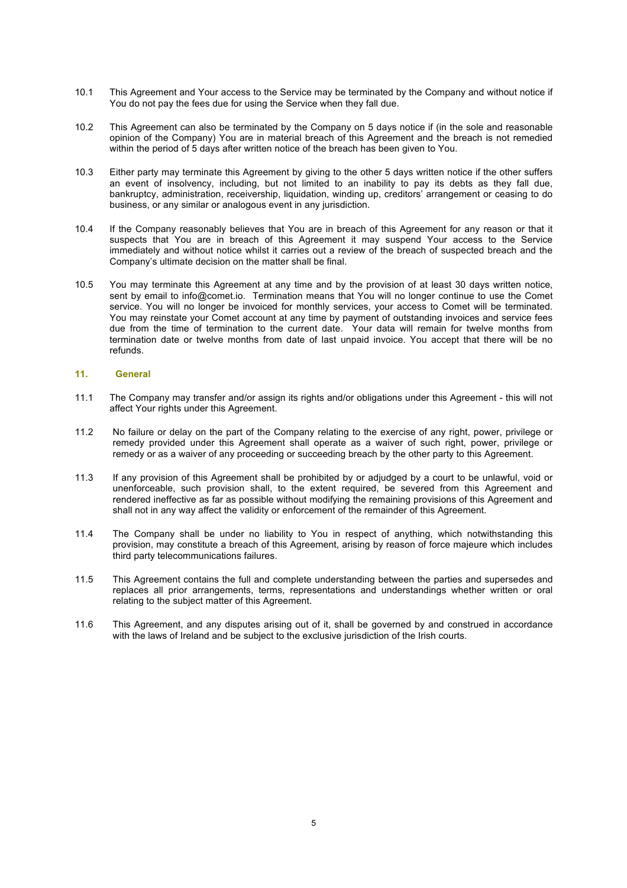10.1 This Agreement and Your access to the Service may be terminated by the Company and without notice if You do not pay the fees due for using the Service when they fall due.

10.2 This Agreement can also be terminated by the Company on 5 days notice if (in the sole and reasonable opinion of the Company) You are in material breach of this Agreement and the breach is not remedied within the period of 5 days after written notice of the breach has been given to You.

10.3 Either party may terminate this Agreement by giving to the other 5 days written notice if the other suffers an event of insolvency, including, but not limited to an inability to pay its debts as they fall due, bankruptcy, administration, receivership, liquidation, winding up, creditors' arrangement or ceasing to do business, or any similar or analogous event in any jurisdiction.

10.4 If the Company reasonably believes that You are in breach of this Agreement for any reason or that it suspects that You are in breach of this Agreement it may suspend Your access to the Service immediately and without notice whilst it carries out a review of the breach of suspected breach and the Company's ultimate decision on the matter shall be final.

10.5 You may terminate this Agreement at any time and by the provision of at least 30 days written notice, sent by email to info@comet.io. Termination means that You will no longer continue to use the Comet service. You will no longer be invoiced for monthly services, your access to Comet will be terminated. You may reinstate your Comet account at any time by payment of outstanding invoices and service fees due from the time of termination to the current date. Your data will remain for twelve months from termination date or twelve months from date of last unpaid invoice. You accept that there will be no refunds.

## 11. General

11.1 The Company may transfer and/or assign its rights and/or obligations under this Agreement - this will not affect Your rights under this Agreement.

11.2 No failure or delay on the part of the Company relating to the exercise of any right, power, privilege or remedy provided under this Agreement shall operate as a waiver of such right, power, privilege or remedy or as a waiver of any proceeding or succeeding breach by the other party to this Agreement.

11.3 If any provision of this Agreement shall be prohibited by or adjudged by a court to be unlawful, void or unenforceable, such provision shall, to the extent required, be severed from this Agreement and rendered ineffective as far as possible without modifying the remaining provisions of this Agreement and shall not in any way affect the validity or enforcement of the remainder of this Agreement.

11.4 The Company shall be under no liability to You in respect of anything, which notwithstanding this provision, may constitute a breach of this Agreement, arising by reason of force majeure which includes third party telecommunications failures.

11.5 This Agreement contains the full and complete understanding between the parties and supersedes and replaces all prior arrangements, terms, representations and understandings whether written or oral relating to the subject matter of this Agreement.

11.6 This Agreement, and any disputes arising out of it, shall be governed by and construed in accordance with the laws of Ireland and be subject to the exclusive jurisdiction of the Irish courts.